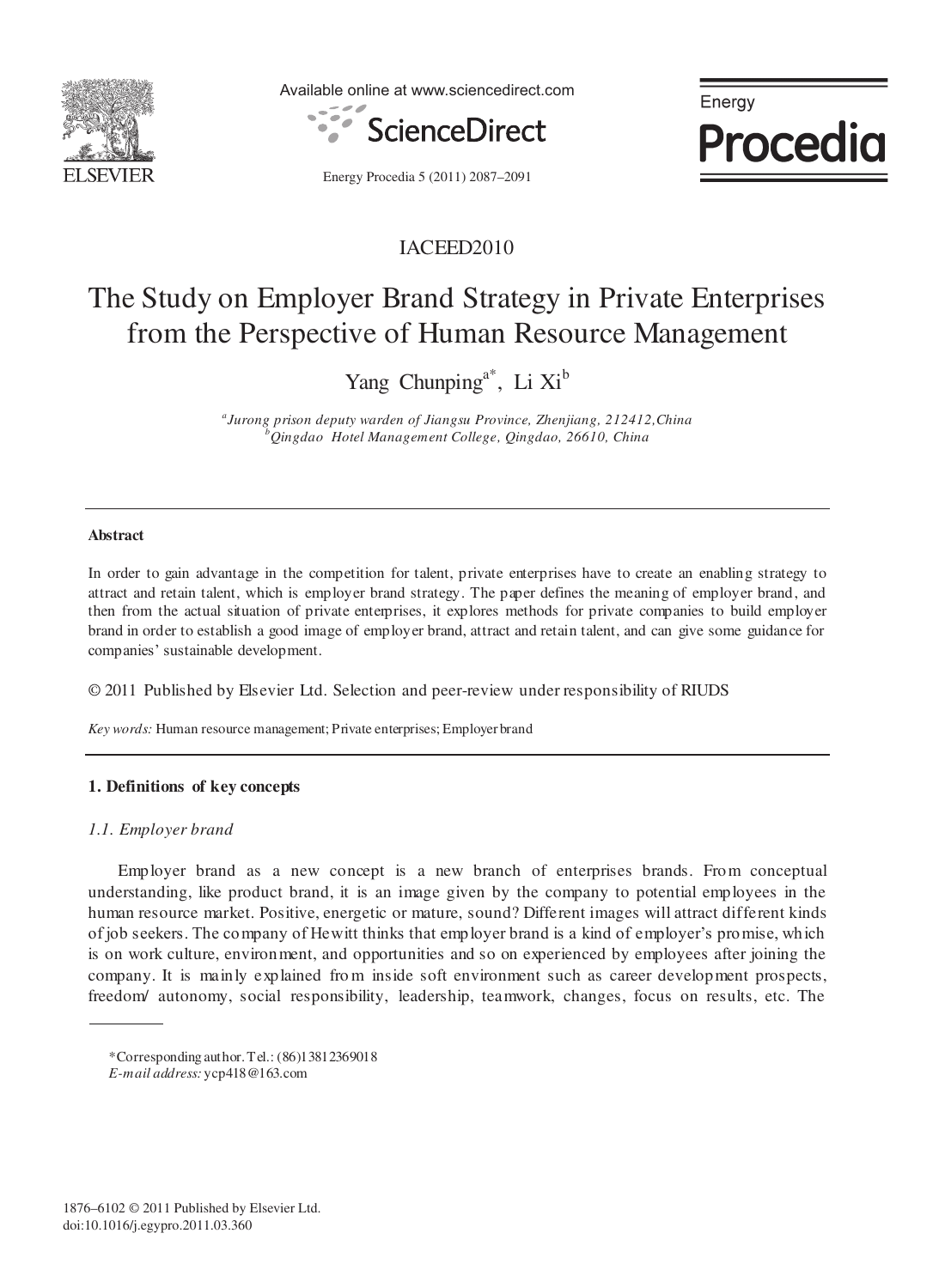IACEED2010

# The Study on Employer Brand Strategy in Private Enterprises from the Perspective of Human Resource Management

Yang Chunping[a*], Li Xi[b]

*[a]Jurong prison deputy warden of Jiangsu Province, Zhenjiang, 212412,China*
*[b]Qingdao Hotel Management College, Qingdao, 26610, China*

---

**Abstract**

In order to gain advantage in the competition for talent, private enterprises have to create an enabling strategy to attract and retain talent, which is employer brand strategy. The paper defines the meaning of employer brand, and then from the actual situation of private enterprises, it explores methods for private companies to build employer brand in order to establish a good image of employer brand, attract and retain talent, and can give some guidance for companies' sustainable development.

© 2011 Published by Elsevier Ltd. Selection and peer-review under responsibility of RIUDS

*Key words:* Human resource management; Private enterprises; Employer brand

---

## 1. Definitions of key concepts

### 1.1. Employer brand

Employer brand as a new concept is a new branch of enterprises brands. From conceptual understanding, like product brand, it is an image given by the company to potential employees in the human resource market. Positive, energetic or mature, sound? Different images will attract different kinds of job seekers. The company of Hewitt thinks that employer brand is a kind of employer's promise, which is on work culture, environment, and opportunities and so on experienced by employees after joining the company. It is mainly explained from inside soft environment such as career development prospects, freedom/ autonomy, social responsibility, leadership, teamwork, changes, focus on results, etc. The

---

*Corresponding author. Tel.: (86)13812369018
*E-mail address:* ycp418@163.com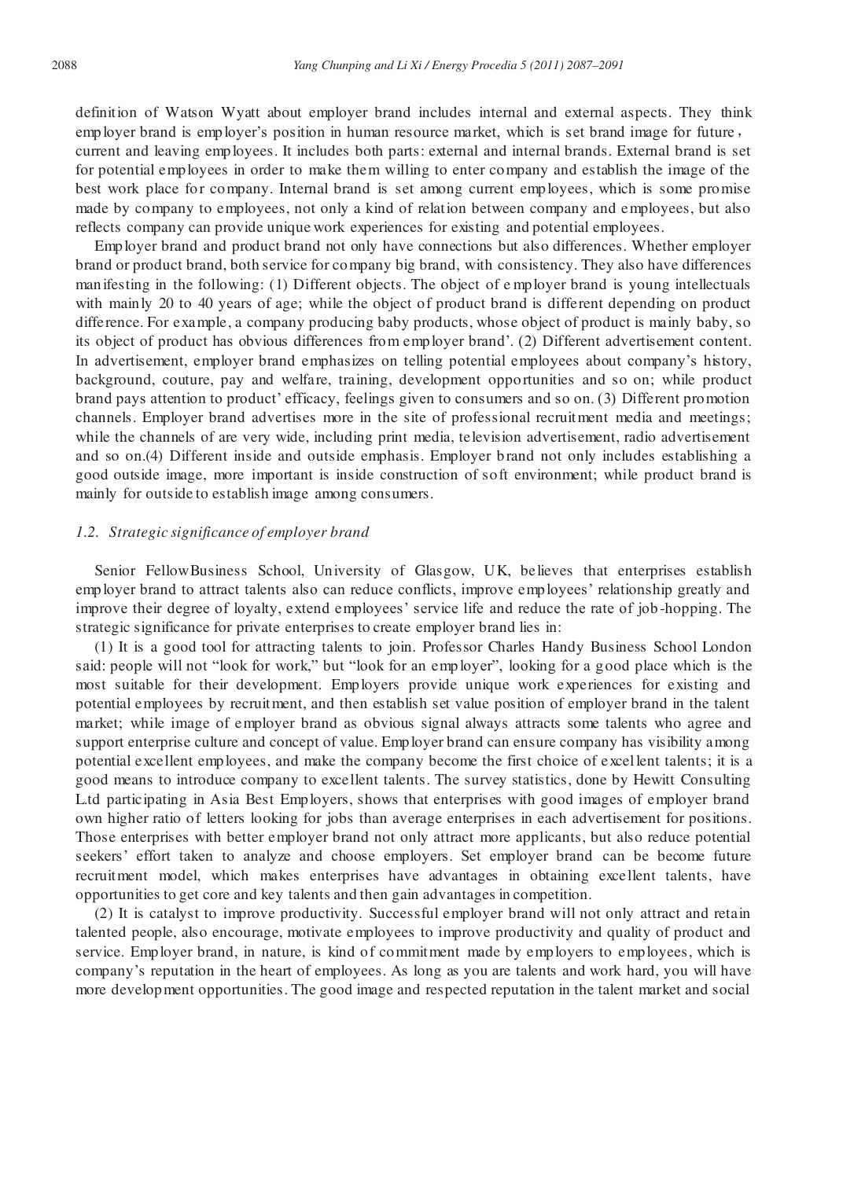definition of Watson Wyatt about employer brand includes internal and external aspects. They think employer brand is employer's position in human resource market, which is set brand image for future， current and leaving employees. It includes both parts: external and internal brands. External brand is set for potential employees in order to make them willing to enter company and establish the image of the best work place for company. Internal brand is set among current employees, which is some promise made by company to employees, not only a kind of relation between company and employees, but also reflects company can provide unique work experiences for existing and potential employees.

Employer brand and product brand not only have connections but also differences. Whether employer brand or product brand, both service for company big brand, with consistency. They also have differences manifesting in the following: (1) Different objects. The object of e mployer brand is young intellectuals with mainly 20 to 40 years of age; while the object of product brand is different depending on product difference. For example, a company producing baby products, whose object of product is mainly baby, so its object of product has obvious differences from employer brand'. (2) Different advertisement content. In advertisement, employer brand emphasizes on telling potential employees about company's history, background, couture, pay and welfare, training, development opportunities and so on; while product brand pays attention to product' efficacy, feelings given to consumers and so on. (3) Different promotion channels. Employer brand advertises more in the site of professional recruitment media and meetings; while the channels of are very wide, including print media, television advertisement, radio advertisement and so on.(4) Different inside and outside emphasis. Employer brand not only includes establishing a good outside image, more important is inside construction of soft environment; while product brand is mainly for outside to establish image among consumers.

### *1.2. Strategic significance of employer brand*

Senior FellowBusiness School, University of Glasgow, UK, believes that enterprises establish employer brand to attract talents also can reduce conflicts, improve employees' relationship greatly and improve their degree of loyalty, extend employees' service life and reduce the rate of job-hopping. The strategic significance for private enterprises to create employer brand lies in:

(1) It is a good tool for attracting talents to join. Professor Charles Handy Business School London said: people will not "look for work," but "look for an employer", looking for a good place which is the most suitable for their development. Employers provide unique work experiences for existing and potential employees by recruitment, and then establish set value position of employer brand in the talent market; while image of employer brand as obvious signal always attracts some talents who agree and support enterprise culture and concept of value. Employer brand can ensure company has visibility among potential excellent employees, and make the company become the first choice of excellent talents; it is a good means to introduce company to excellent talents. The survey statistics, done by Hewitt Consulting L.td participating in Asia Best Employers, shows that enterprises with good images of employer brand own higher ratio of letters looking for jobs than average enterprises in each advertisement for positions. Those enterprises with better employer brand not only attract more applicants, but also reduce potential seekers' effort taken to analyze and choose employers. Set employer brand can be become future recruitment model, which makes enterprises have advantages in obtaining excellent talents, have opportunities to get core and key talents and then gain advantages in competition.

(2) It is catalyst to improve productivity. Successful employer brand will not only attract and retain talented people, also encourage, motivate employees to improve productivity and quality of product and service. Employer brand, in nature, is kind of commitment made by employers to employees, which is company's reputation in the heart of employees. As long as you are talents and work hard, you will have more development opportunities. The good image and respected reputation in the talent market and social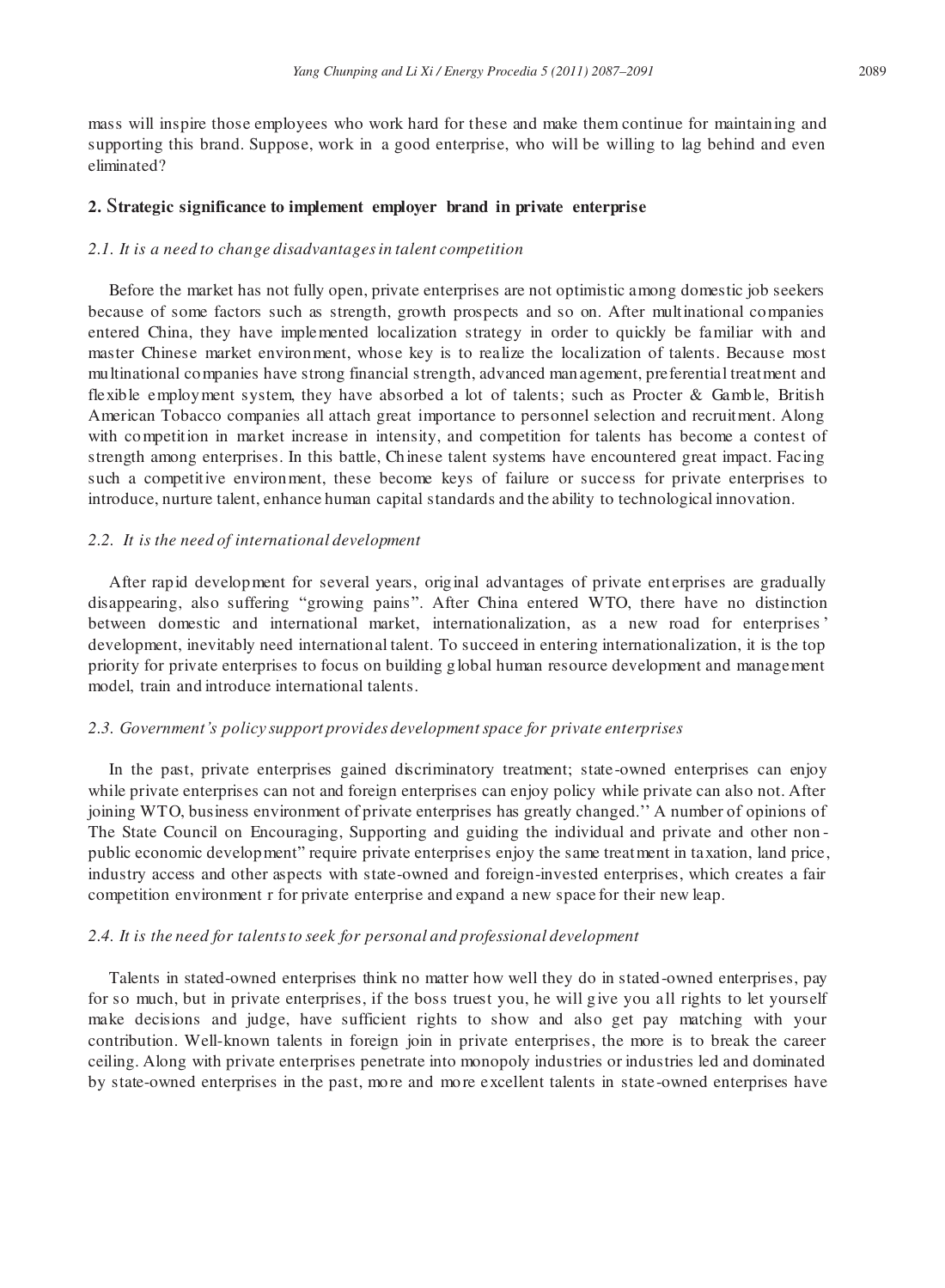mass will inspire those employees who work hard for these and make them continue for maintaining and supporting this brand. Suppose, work in a good enterprise, who will be willing to lag behind and even eliminated?

## 2. Strategic significance to implement employer brand in private enterprise

### *2.1. It is a need to change disadvantages in talent competition*

Before the market has not fully open, private enterprises are not optimistic among domestic job seekers because of some factors such as strength, growth prospects and so on. After multinational companies entered China, they have implemented localization strategy in order to quickly be familiar with and master Chinese market environment, whose key is to realize the localization of talents. Because most multinational companies have strong financial strength, advanced management, preferential treatment and flexible employment system, they have absorbed a lot of talents; such as Procter & Gamble, British American Tobacco companies all attach great importance to personnel selection and recruitment. Along with competition in market increase in intensity, and competition for talents has become a contest of strength among enterprises. In this battle, Chinese talent systems have encountered great impact. Facing such a competitive environment, these become keys of failure or success for private enterprises to introduce, nurture talent, enhance human capital standards and the ability to technological innovation.

### *2.2. It is the need of international development*

After rapid development for several years, original advantages of private enterprises are gradually disappearing, also suffering "growing pains". After China entered WTO, there have no distinction between domestic and international market, internationalization, as a new road for enterprises' development, inevitably need international talent. To succeed in entering internationalization, it is the top priority for private enterprises to focus on building global human resource development and management model, train and introduce international talents.

### *2.3. Government's policy support provides development space for private enterprises*

In the past, private enterprises gained discriminatory treatment; state-owned enterprises can enjoy while private enterprises can not and foreign enterprises can enjoy policy while private can also not. After joining WTO, business environment of private enterprises has greatly changed.'' A number of opinions of The State Council on Encouraging, Supporting and guiding the individual and private and other non-public economic development" require private enterprises enjoy the same treatment in taxation, land price, industry access and other aspects with state-owned and foreign-invested enterprises, which creates a fair competition environment r for private enterprise and expand a new space for their new leap.

### *2.4. It is the need for talents to seek for personal and professional development*

Talents in stated-owned enterprises think no matter how well they do in stated-owned enterprises, pay for so much, but in private enterprises, if the boss truest you, he will give you all rights to let yourself make decisions and judge, have sufficient rights to show and also get pay matching with your contribution. Well-known talents in foreign join in private enterprises, the more is to break the career ceiling. Along with private enterprises penetrate into monopoly industries or industries led and dominated by state-owned enterprises in the past, more and more excellent talents in state-owned enterprises have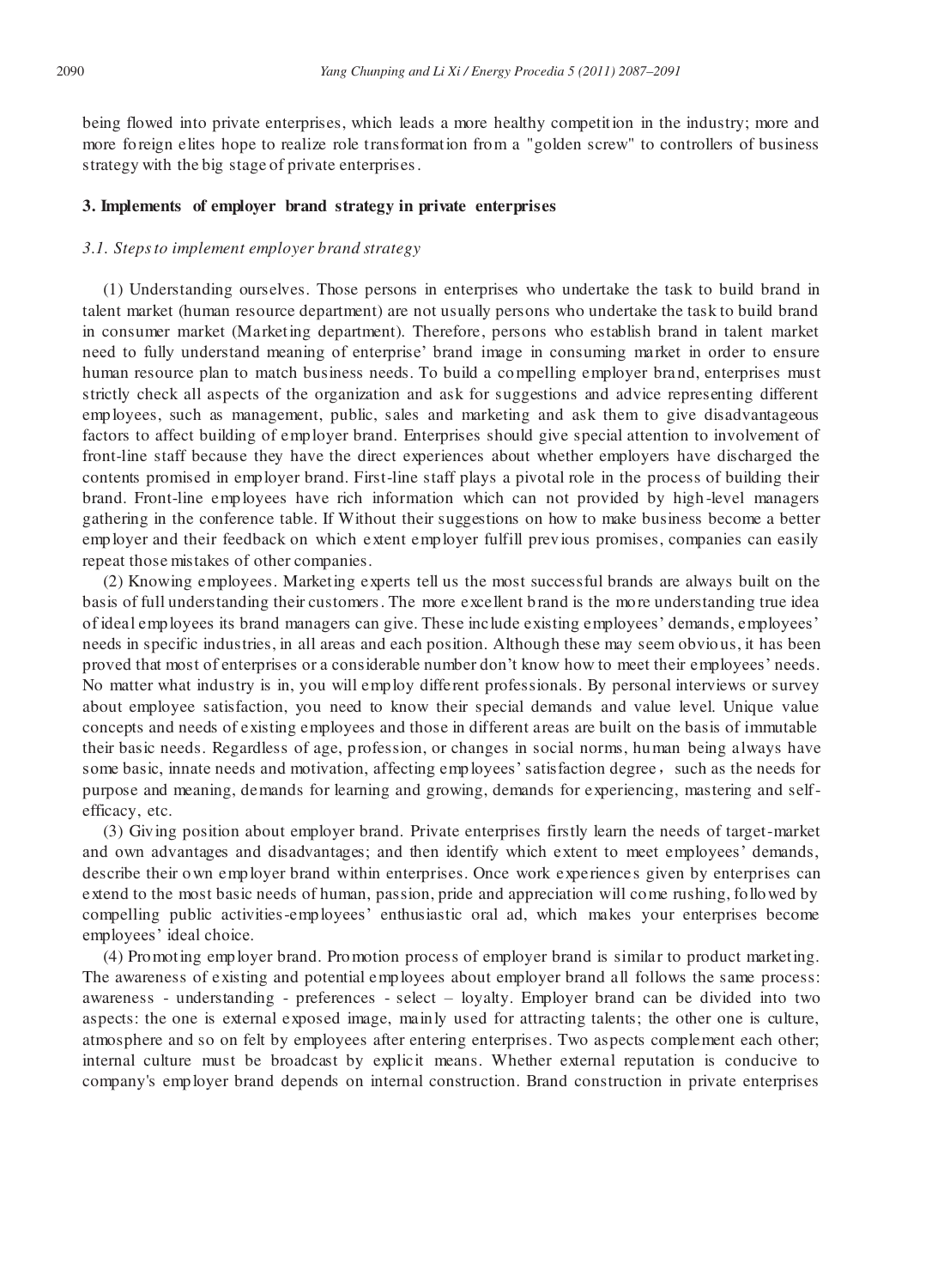being flowed into private enterprises, which leads a more healthy competition in the industry; more and more foreign elites hope to realize role transformation from a "golden screw" to controllers of business strategy with the big stage of private enterprises.

## 3. Implements of employer brand strategy in private enterprises

### *3.1. Steps to implement employer brand strategy*

(1) Understanding ourselves. Those persons in enterprises who undertake the task to build brand in talent market (human resource department) are not usually persons who undertake the task to build brand in consumer market (Marketing department). Therefore, persons who establish brand in talent market need to fully understand meaning of enterprise' brand image in consuming market in order to ensure human resource plan to match business needs. To build a compelling employer brand, enterprises must strictly check all aspects of the organization and ask for suggestions and advice representing different employees, such as management, public, sales and marketing and ask them to give disadvantageous factors to affect building of employer brand. Enterprises should give special attention to involvement of front-line staff because they have the direct experiences about whether employers have discharged the contents promised in employer brand. First-line staff plays a pivotal role in the process of building their brand. Front-line employees have rich information which can not provided by high-level managers gathering in the conference table. If Without their suggestions on how to make business become a better employer and their feedback on which extent employer fulfill previous promises, companies can easily repeat those mistakes of other companies.

(2) Knowing employees. Marketing experts tell us the most successful brands are always built on the basis of full understanding their customers. The more excellent brand is the more understanding true idea of ideal employees its brand managers can give. These include existing employees' demands, employees' needs in specific industries, in all areas and each position. Although these may seem obvious, it has been proved that most of enterprises or a considerable number don't know how to meet their employees' needs. No matter what industry is in, you will employ different professionals. By personal interviews or survey about employee satisfaction, you need to know their special demands and value level. Unique value concepts and needs of existing employees and those in different areas are built on the basis of immutable their basic needs. Regardless of age, profession, or changes in social norms, human being always have some basic, innate needs and motivation, affecting employees' satisfaction degree， such as the needs for purpose and meaning, demands for learning and growing, demands for experiencing, mastering and self-efficacy, etc.

(3) Giving position about employer brand. Private enterprises firstly learn the needs of target-market and own advantages and disadvantages; and then identify which extent to meet employees' demands, describe their own employer brand within enterprises. Once work experiences given by enterprises can extend to the most basic needs of human, passion, pride and appreciation will come rushing, followed by compelling public activities-employees' enthusiastic oral ad, which makes your enterprises become employees' ideal choice.

(4) Promoting employer brand. Promotion process of employer brand is similar to product marketing. The awareness of existing and potential employees about employer brand all follows the same process: awareness - understanding - preferences - select – loyalty. Employer brand can be divided into two aspects: the one is external exposed image, mainly used for attracting talents; the other one is culture, atmosphere and so on felt by employees after entering enterprises. Two aspects complement each other; internal culture must be broadcast by explicit means. Whether external reputation is conducive to company's employer brand depends on internal construction. Brand construction in private enterprises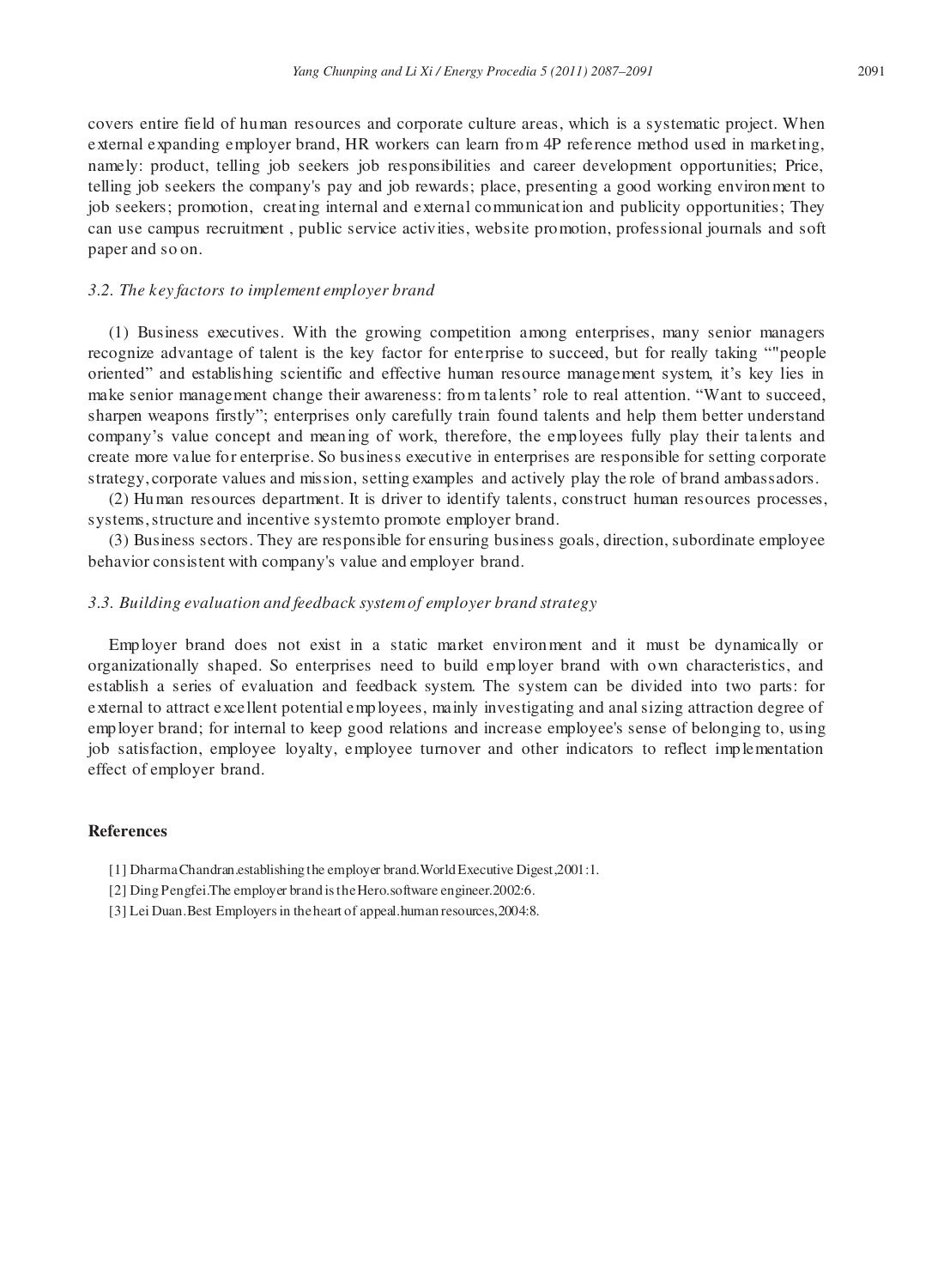covers entire field of human resources and corporate culture areas, which is a systematic project. When external expanding employer brand, HR workers can learn from 4P reference method used in marketing, namely: product, telling job seekers job responsibilities and career development opportunities; Price, telling job seekers the company's pay and job rewards; place, presenting a good working environment to job seekers; promotion, creating internal and external communication and publicity opportunities; They can use campus recruitment , public service activities, website promotion, professional journals and soft paper and so on.

### *3.2. The key factors to implement employer brand*

(1) Business executives. With the growing competition among enterprises, many senior managers recognize advantage of talent is the key factor for enterprise to succeed, but for really taking “"people oriented” and establishing scientific and effective human resource management system, it’s key lies in make senior management change their awareness: from talents’ role to real attention. “Want to succeed, sharpen weapons firstly”; enterprises only carefully train found talents and help them better understand company’s value concept and meaning of work, therefore, the employees fully play their talents and create more value for enterprise. So business executive in enterprises are responsible for setting corporate strategy, corporate values and mission, setting examples and actively play the role of brand ambassadors.

(2) Human resources department. It is driver to identify talents, construct human resources processes, systems, structure and incentive systemto promote employer brand.

(3) Business sectors. They are responsible for ensuring business goals, direction, subordinate employee behavior consistent with company's value and employer brand.

### *3.3. Building evaluation and feedback system of employer brand strategy*

Employer brand does not exist in a static market environment and it must be dynamically or organizationally shaped. So enterprises need to build employer brand with own characteristics, and establish a series of evaluation and feedback system. The system can be divided into two parts: for external to attract excellent potential employees, mainly investigating and analsizing attraction degree of employer brand; for internal to keep good relations and increase employee's sense of belonging to, using job satisfaction, employee loyalty, employee turnover and other indicators to reflect implementation effect of employer brand.

## References

[1] DharmaChandran.establishing the employer brand.World Executive Digest,2001:1.

[2] Ding Pengfei.The employer brand is the Hero.software engineer.2002:6.

[3] Lei Duan.Best Employers in the heart of appeal.human resources,2004:8.